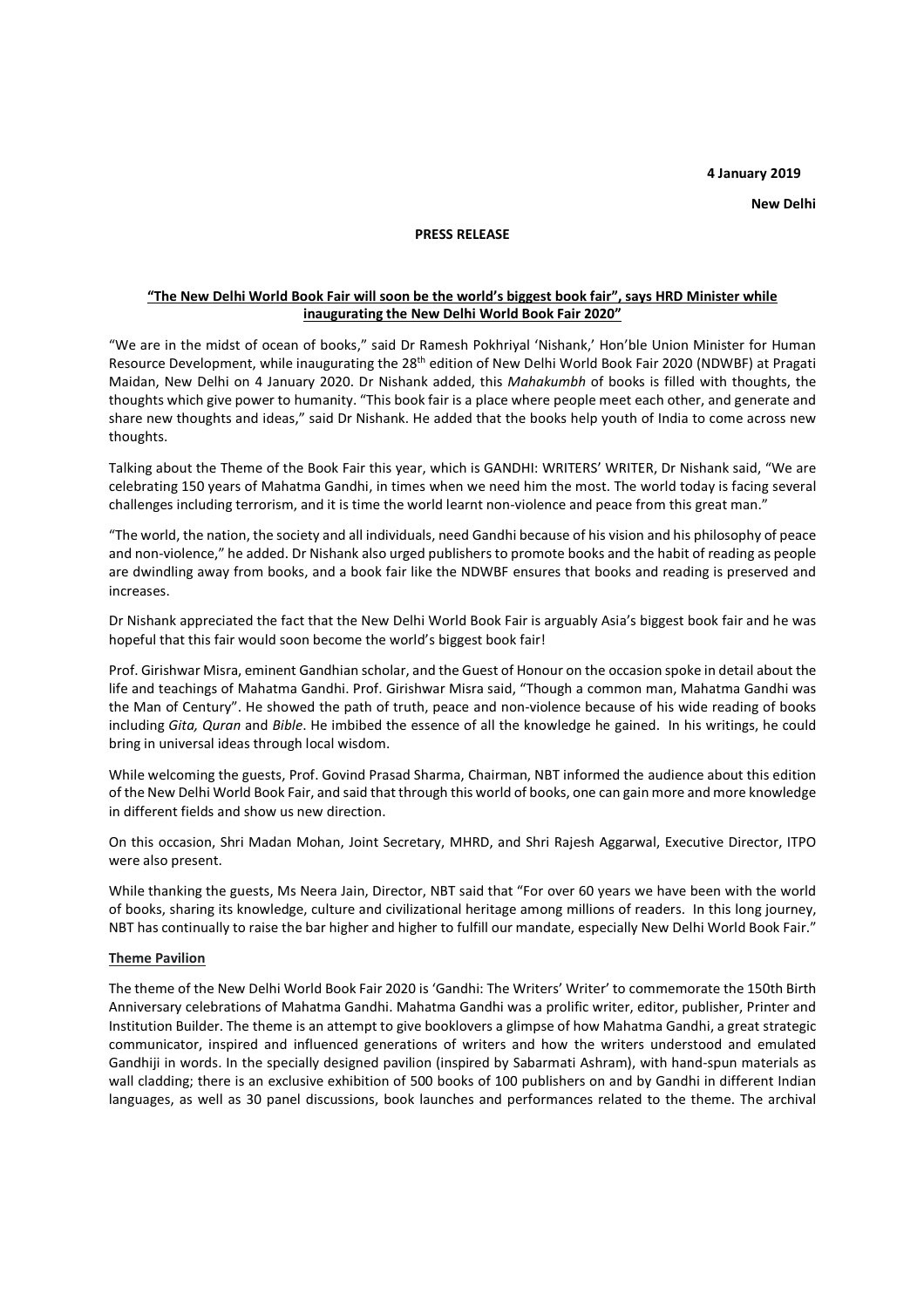**4 January 2019**

**New Delhi**

**PRESS RELEASE**

**"The New Delhi World Book Fair will soon be the world's biggest book fair", says HRD Minister while inaugurating the New Delhi World Book Fair 2020"**

"We are in the midst of ocean of books," said Dr Ramesh Pokhriyal 'Nishank,' Hon'ble Union Minister for Human Resource Development, while inaugurating the 28th edition of New Delhi World Book Fair 2020 (NDWBF) at Pragati Maidan, New Delhi on 4 January 2020. Dr Nishank added, this *Mahakumbh* of books is filled with thoughts, the thoughts which give power to humanity. "This book fair is a place where people meet each other, and generate and share new thoughts and ideas," said Dr Nishank. He added that the books help youth of India to come across new thoughts.

Talking about the Theme of the Book Fair this year, which is GANDHI: WRITERS' WRITER, Dr Nishank said, "We are celebrating 150 years of Mahatma Gandhi, in times when we need him the most. The world today is facing several challenges including terrorism, and it is time the world learnt non-violence and peace from this great man."

"The world, the nation, the society and all individuals, need Gandhi because of his vision and his philosophy of peace and non-violence," he added. Dr Nishank also urged publishers to promote books and the habit of reading as people are dwindling away from books, and a book fair like the NDWBF ensures that books and reading is preserved and increases.

Dr Nishank appreciated the fact that the New Delhi World Book Fair is arguably Asia's biggest book fair and he was hopeful that this fair would soon become the world's biggest book fair!

Prof. Girishwar Misra, eminent Gandhian scholar, and the Guest of Honour on the occasion spoke in detail about the life and teachings of Mahatma Gandhi. Prof. Girishwar Misra said, "Though a common man, Mahatma Gandhi was the Man of Century". He showed the path of truth, peace and non-violence because of his wide reading of books including *Gita, Quran* and *Bible*. He imbibed the essence of all the knowledge he gained. In his writings, he could bring in universal ideas through local wisdom.

While welcoming the guests, Prof. Govind Prasad Sharma, Chairman, NBT informed the audience about this edition of the New Delhi World Book Fair, and said that through this world of books, one can gain more and more knowledge in different fields and show us new direction.

On this occasion, Shri Madan Mohan, Joint Secretary, MHRD, and Shri Rajesh Aggarwal, Executive Director, ITPO were also present.

While thanking the guests, Ms Neera Jain, Director, NBT said that "For over 60 years we have been with the world of books, sharing its knowledge, culture and civilizational heritage among millions of readers. In this long journey, NBT has continually to raise the bar higher and higher to fulfill our mandate, especially New Delhi World Book Fair."

**Theme Pavilion**

The theme of the New Delhi World Book Fair 2020 is 'Gandhi: The Writers' Writer' to commemorate the 150th Birth Anniversary celebrations of Mahatma Gandhi. Mahatma Gandhi was a prolific writer, editor, publisher, Printer and Institution Builder. The theme is an attempt to give booklovers a glimpse of how Mahatma Gandhi, a great strategic communicator, inspired and influenced generations of writers and how the writers understood and emulated Gandhiji in words. In the specially designed pavilion (inspired by Sabarmati Ashram), with hand-spun materials as wall cladding; there is an exclusive exhibition of 500 books of 100 publishers on and by Gandhi in different Indian languages, as well as 30 panel discussions, book launches and performances related to the theme. The archival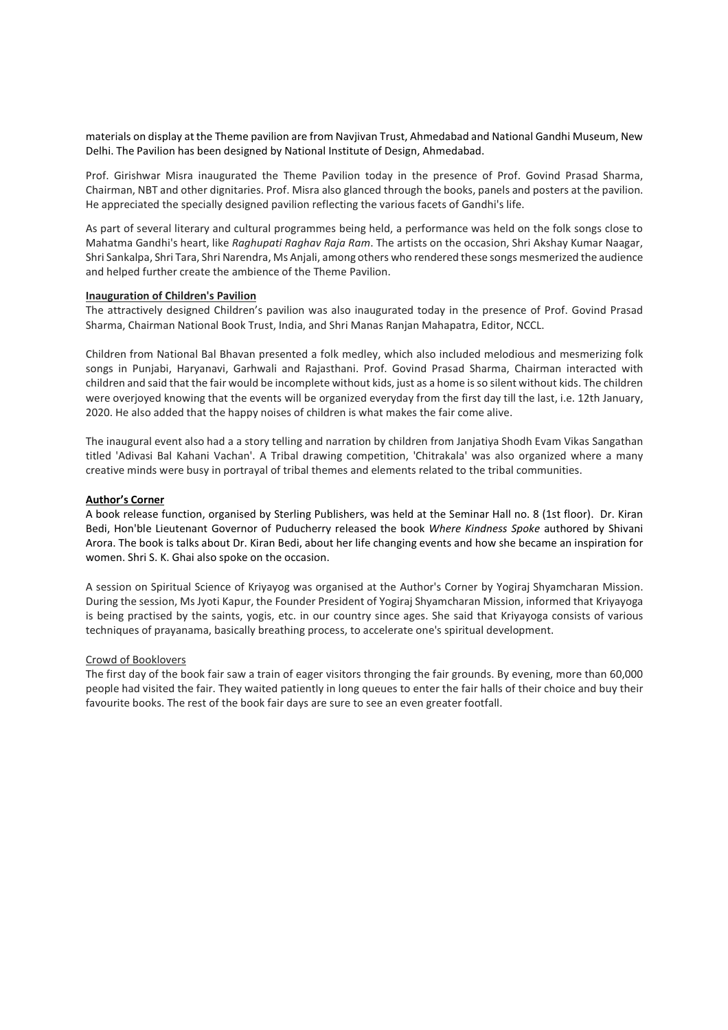materials on display at the Theme pavilion are from Navjivan Trust, Ahmedabad and National Gandhi Museum, New Delhi. The Pavilion has been designed by National Institute of Design, Ahmedabad.

Prof. Girishwar Misra inaugurated the Theme Pavilion today in the presence of Prof. Govind Prasad Sharma, Chairman, NBT and other dignitaries. Prof. Misra also glanced through the books, panels and posters at the pavilion. He appreciated the specially designed pavilion reflecting the various facets of Gandhi's life.

As part of several literary and cultural programmes being held, a performance was held on the folk songs close to Mahatma Gandhi's heart, like *Raghupati Raghav Raja Ram*. The artists on the occasion, Shri Akshay Kumar Naagar, Shri Sankalpa, Shri Tara, Shri Narendra, Ms Anjali, among others who rendered these songs mesmerized the audience and helped further create the ambience of the Theme Pavilion.

**Inauguration of Children's Pavilion**

The attractively designed Children's pavilion was also inaugurated today in the presence of Prof. Govind Prasad Sharma, Chairman National Book Trust, India, and Shri Manas Ranjan Mahapatra, Editor, NCCL.

Children from National Bal Bhavan presented a folk medley, which also included melodious and mesmerizing folk songs in Punjabi, Haryanavi, Garhwali and Rajasthani. Prof. Govind Prasad Sharma, Chairman interacted with children and said that the fair would be incomplete without kids, just as a home is so silent without kids. The children were overjoyed knowing that the events will be organized everyday from the first day till the last, i.e. 12th January, 2020. He also added that the happy noises of children is what makes the fair come alive.

The inaugural event also had a a story telling and narration by children from Janjatiya Shodh Evam Vikas Sangathan titled 'Adivasi Bal Kahani Vachan'. A Tribal drawing competition, 'Chitrakala' was also organized where a many creative minds were busy in portrayal of tribal themes and elements related to the tribal communities.

**Author's Corner**

A book release function, organised by Sterling Publishers, was held at the Seminar Hall no. 8 (1st floor). Dr. Kiran Bedi, Hon'ble Lieutenant Governor of Puducherry released the book *Where Kindness Spoke* authored by Shivani Arora. The book is talks about Dr. Kiran Bedi, about her life changing events and how she became an inspiration for women. Shri S. K. Ghai also spoke on the occasion.

A session on Spiritual Science of Kriyayog was organised at the Author's Corner by Yogiraj Shyamcharan Mission. During the session, Ms Jyoti Kapur, the Founder President of Yogiraj Shyamcharan Mission, informed that Kriyayoga is being practised by the saints, yogis, etc. in our country since ages. She said that Kriyayoga consists of various techniques of prayanama, basically breathing process, to accelerate one's spiritual development.

Crowd of Booklovers

The first day of the book fair saw a train of eager visitors thronging the fair grounds. By evening, more than 60,000 people had visited the fair. They waited patiently in long queues to enter the fair halls of their choice and buy their favourite books. The rest of the book fair days are sure to see an even greater footfall.